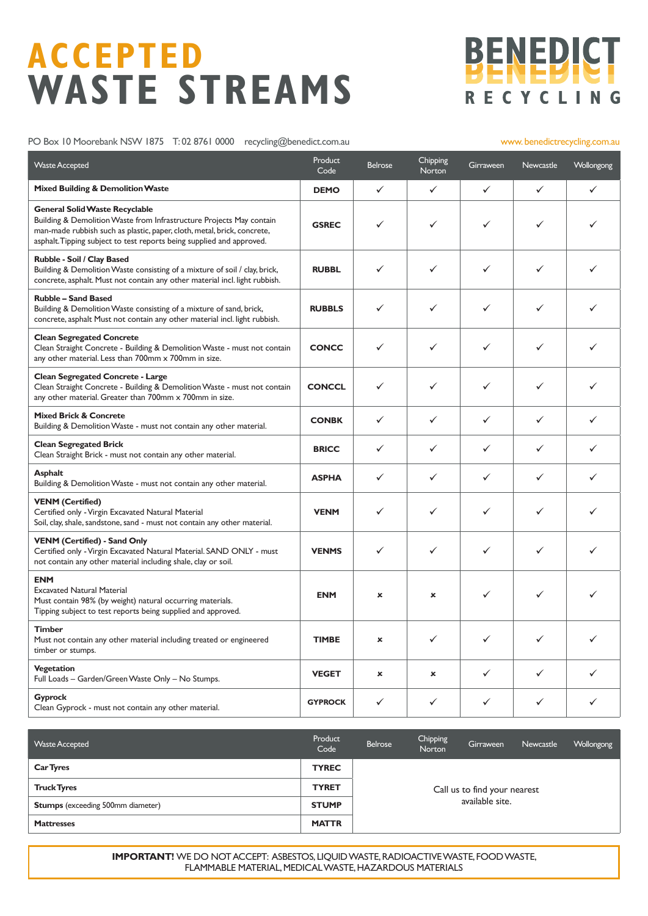# ACCEPTED WASTE STREAMS

**BENEDICT RECYCLING**

PO Box 10 Moorebank NSW 1875  T: 02 8761 0000  recycling@benedict.com.au

www.benedictrecycling.com.au

| Waste Accepted | Product Code | Belrose | Chipping Norton | Girraween | Newcastle | Wollongong |
|---|---|---|---|---|---|---|
| **Mixed Building & Demolition Waste** | **DEMO** | ✓ | ✓ | ✓ | ✓ | ✓ |
| **General Solid Waste Recyclable**<br>Building & Demolition Waste from Infrastructure Projects May contain man-made rubbish such as plastic, paper, cloth, metal, brick, concrete, asphalt. Tipping subject to test reports being supplied and approved. | **GSREC** | ✓ | ✓ | ✓ | ✓ | ✓ |
| **Rubble - Soil / Clay Based**<br>Building & Demolition Waste consisting of a mixture of soil / clay, brick, concrete, asphalt. Must not contain any other material incl. light rubbish. | **RUBBL** | ✓ | ✓ | ✓ | ✓ | ✓ |
| **Rubble – Sand Based**<br>Building & Demolition Waste consisting of a mixture of sand, brick, concrete, asphalt Must not contain any other material incl. light rubbish. | **RUBBLS** | ✓ | ✓ | ✓ | ✓ | ✓ |
| **Clean Segregated Concrete**<br>Clean Straight Concrete - Building & Demolition Waste - must not contain any other material. Less than 700mm x 700mm in size. | **CONCC** | ✓ | ✓ | ✓ | ✓ | ✓ |
| **Clean Segregated Concrete - Large**<br>Clean Straight Concrete - Building & Demolition Waste - must not contain any other material. Greater than 700mm x 700mm in size. | **CONCCL** | ✓ | ✓ | ✓ | ✓ | ✓ |
| **Mixed Brick & Concrete**<br>Building & Demolition Waste - must not contain any other material. | **CONBK** | ✓ | ✓ | ✓ | ✓ | ✓ |
| **Clean Segregated Brick**<br>Clean Straight Brick - must not contain any other material. | **BRICC** | ✓ | ✓ | ✓ | ✓ | ✓ |
| **Asphalt**<br>Building & Demolition Waste - must not contain any other material. | **ASPHA** | ✓ | ✓ | ✓ | ✓ | ✓ |
| **VENM (Certified)**<br>Certified only - Virgin Excavated Natural Material<br>Soil, clay, shale, sandstone, sand - must not contain any other material. | **VENM** | ✓ | ✓ | ✓ | ✓ | ✓ |
| **VENM (Certified) - Sand Only**<br>Certified only - Virgin Excavated Natural Material. SAND ONLY - must not contain any other material including shale, clay or soil. | **VENMS** | ✓ | ✓ | ✓ | ✓ | ✓ |
| **ENM**<br>Excavated Natural Material<br>Must contain 98% (by weight) natural occurring materials.<br>Tipping subject to test reports being supplied and approved. | **ENM** | × | × | ✓ | ✓ | ✓ |
| **Timber**<br>Must not contain any other material including treated or engineered timber or stumps. | **TIMBE** | × | ✓ | ✓ | ✓ | ✓ |
| **Vegetation**<br>Full Loads – Garden/Green Waste Only – No Stumps. | **VEGET** | × | × | ✓ | ✓ | ✓ |
| **Gyprock**<br>Clean Gyprock - must not contain any other material. | **GYPROCK** | ✓ | ✓ | ✓ | ✓ | ✓ |

| Waste Accepted | Product Code | Belrose | Chipping Norton | Girraween | Newcastle | Wollongong |
|---|---|---|---|---|---|---|
| **Car Tyres** | **TYREC** | Call us to find your nearest available site. | | | | |
| **Truck Tyres** | **TYRET** | | | | | |
| **Stumps** (exceeding 500mm diameter) | **STUMP** | | | | | |
| **Mattresses** | **MATTR** | | | | | |

**IMPORTANT!** WE DO NOT ACCEPT: ASBESTOS, LIQUID WASTE, RADIOACTIVE WASTE, FOOD WASTE, FLAMMABLE MATERIAL, MEDICAL WASTE, HAZARDOUS MATERIALS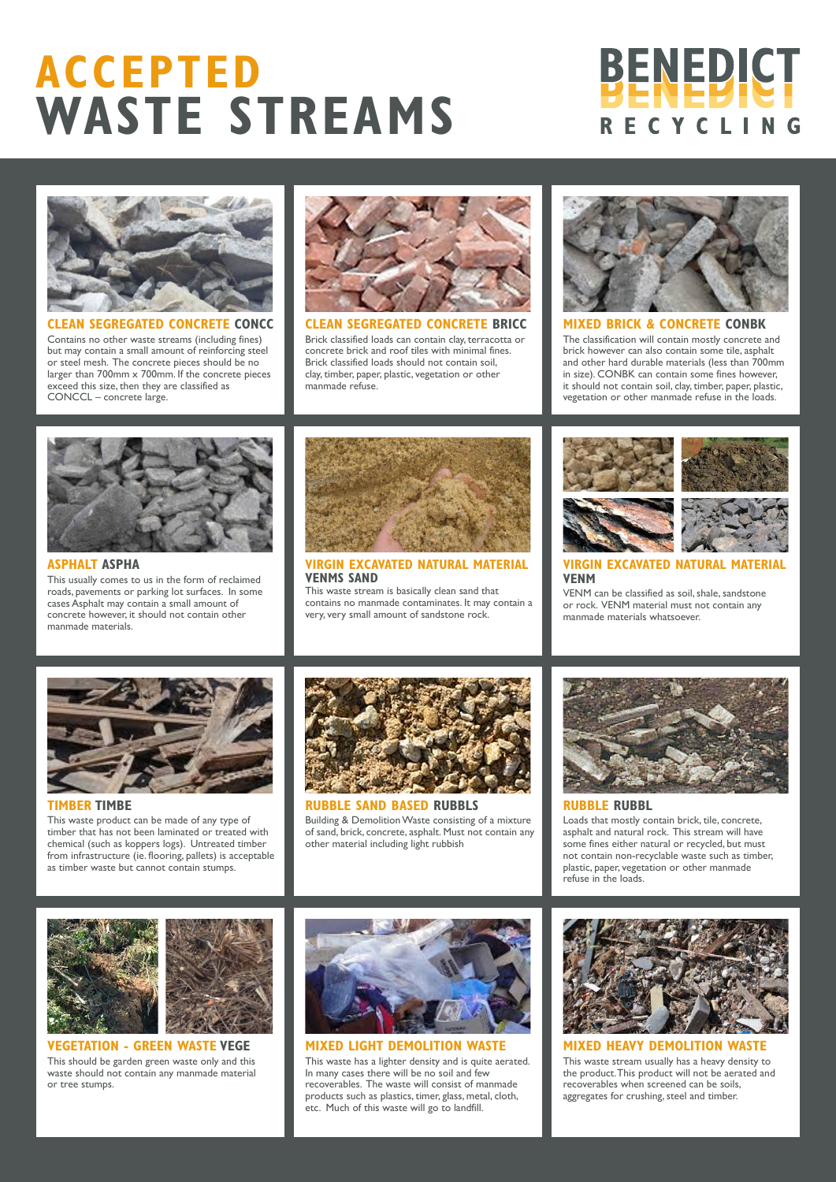# ACCEPTED WASTE STREAMS

BENEDICT RECYCLING

### CLEAN SEGREGATED CONCRETE CONCC

Contains no other waste streams (including fines) but may contain a small amount of reinforcing steel or steel mesh. The concrete pieces should be no larger than 700mm x 700mm. If the concrete pieces exceed this size, then they are classified as CONCCL – concrete large.

### CLEAN SEGREGATED CONCRETE BRICC

Brick classified loads can contain clay, terracotta or concrete brick and roof tiles with minimal fines. Brick classified loads should not contain soil, clay, timber, paper, plastic, vegetation or other manmade refuse.

### MIXED BRICK & CONCRETE CONBK

The classification will contain mostly concrete and brick however can also contain some tile, asphalt and other hard durable materials (less than 700mm in size). CONBK can contain some fines however, it should not contain soil, clay, timber, paper, plastic, vegetation or other manmade refuse in the loads.

### ASPHALT ASPHA

This usually comes to us in the form of reclaimed roads, pavements or parking lot surfaces. In some cases Asphalt may contain a small amount of concrete however, it should not contain other manmade materials.

### VIRGIN EXCAVATED NATURAL MATERIAL VENMS SAND

This waste stream is basically clean sand that contains no manmade contaminates. It may contain a very, very small amount of sandstone rock.

### VIRGIN EXCAVATED NATURAL MATERIAL VENM

VENM can be classified as soil, shale, sandstone or rock. VENM material must not contain any manmade materials whatsoever.

### TIMBER TIMBE

This waste product can be made of any type of timber that has not been laminated or treated with chemical (such as koppers logs). Untreated timber from infrastructure (ie. flooring, pallets) is acceptable as timber waste but cannot contain stumps.

### RUBBLE SAND BASED RUBBLS

Building & Demolition Waste consisting of a mixture of sand, brick, concrete, asphalt. Must not contain any other material including light rubbish

### RUBBLE RUBBL

Loads that mostly contain brick, tile, concrete, asphalt and natural rock. This stream will have some fines either natural or recycled, but must not contain non-recyclable waste such as timber, plastic, paper, vegetation or other manmade refuse in the loads.

### VEGETATION - GREEN WASTE VEGE

This should be garden green waste only and this waste should not contain any manmade material or tree stumps.

### MIXED LIGHT DEMOLITION WASTE

This waste has a lighter density and is quite aerated. In many cases there will be no soil and few recoverables. The waste will consist of manmade products such as plastics, timer, glass, metal, cloth, etc. Much of this waste will go to landfill.

### MIXED HEAVY DEMOLITION WASTE

This waste stream usually has a heavy density to the product. This product will not be aerated and recoverables when screened can be soils, aggregates for crushing, steel and timber.